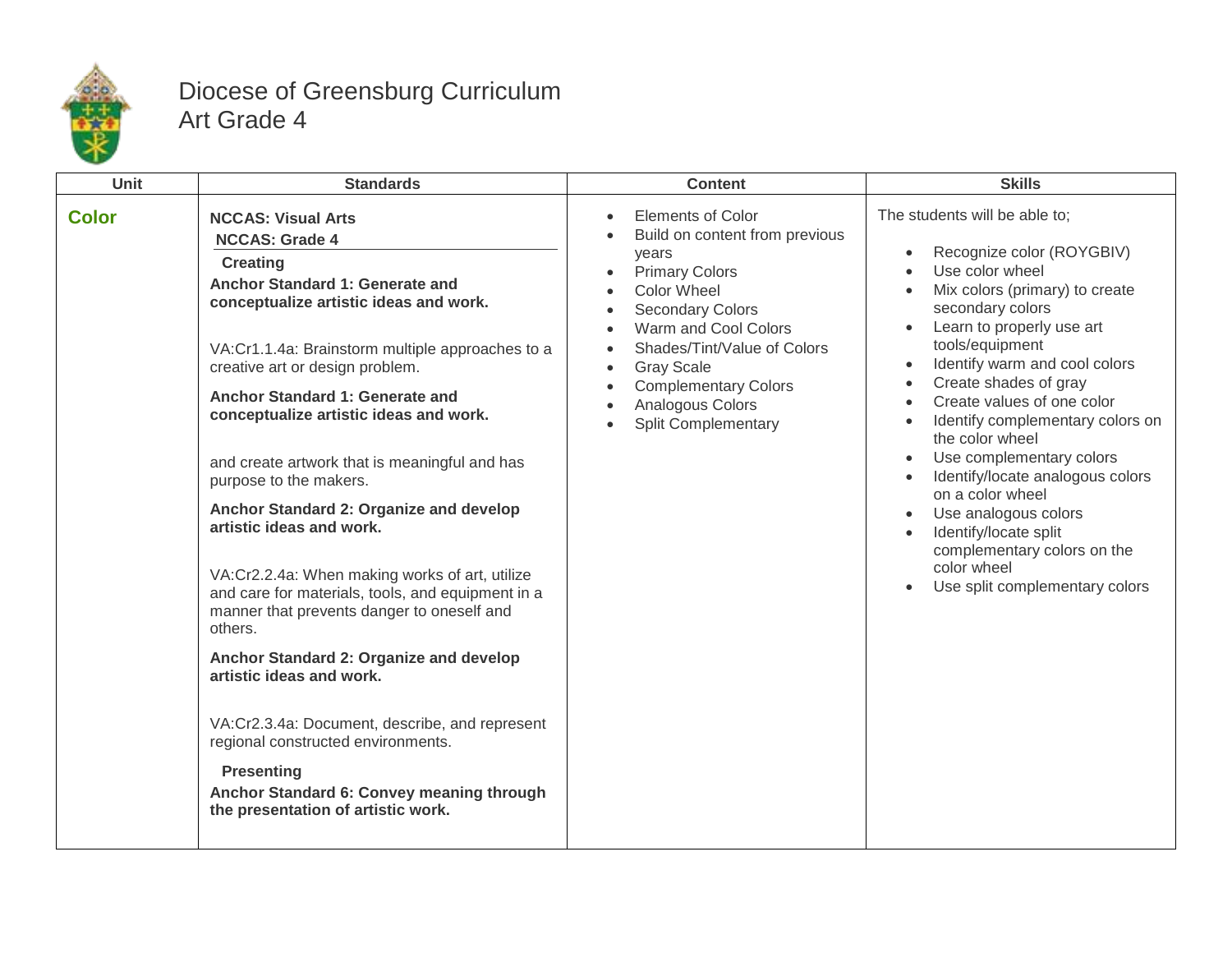# Diocese of Greensburg Curriculum
## Art Grade 4

| Unit | Standards | Content | Skills |
|---|---|---|---|
| **Color** | **NCCAS: Visual Arts**<br>**NCCAS: Grade 4**<br>**Creating**<br>**Anchor Standard 1: Generate and conceptualize artistic ideas and work.**<br><br>VA:Cr1.1.4a: Brainstorm multiple approaches to a creative art or design problem.<br><br>**Anchor Standard 1: Generate and conceptualize artistic ideas and work.**<br><br>and create artwork that is meaningful and has purpose to the makers.<br><br>**Anchor Standard 2: Organize and develop artistic ideas and work.**<br><br>VA:Cr2.2.4a: When making works of art, utilize and care for materials, tools, and equipment in a manner that prevents danger to oneself and others.<br><br>**Anchor Standard 2: Organize and develop artistic ideas and work.**<br><br>VA:Cr2.3.4a: Document, describe, and represent regional constructed environments.<br><br>**Presenting**<br>**Anchor Standard 6: Convey meaning through the presentation of artistic work.** | • Elements of Color<br>• Build on content from previous years<br>• Primary Colors<br>• Color Wheel<br>• Secondary Colors<br>• Warm and Cool Colors<br>• Shades/Tint/Value of Colors<br>• Gray Scale<br>• Complementary Colors<br>• Analogous Colors<br>• Split Complementary | The students will be able to;<br><br>• Recognize color (ROYGBIV)<br>• Use color wheel<br>• Mix colors (primary) to create secondary colors<br>• Learn to properly use art tools/equipment<br>• Identify warm and cool colors<br>• Create shades of gray<br>• Create values of one color<br>• Identify complementary colors on the color wheel<br>• Use complementary colors<br>• Identify/locate analogous colors on a color wheel<br>• Use analogous colors<br>• Identify/locate split complementary colors on the color wheel<br>• Use split complementary colors |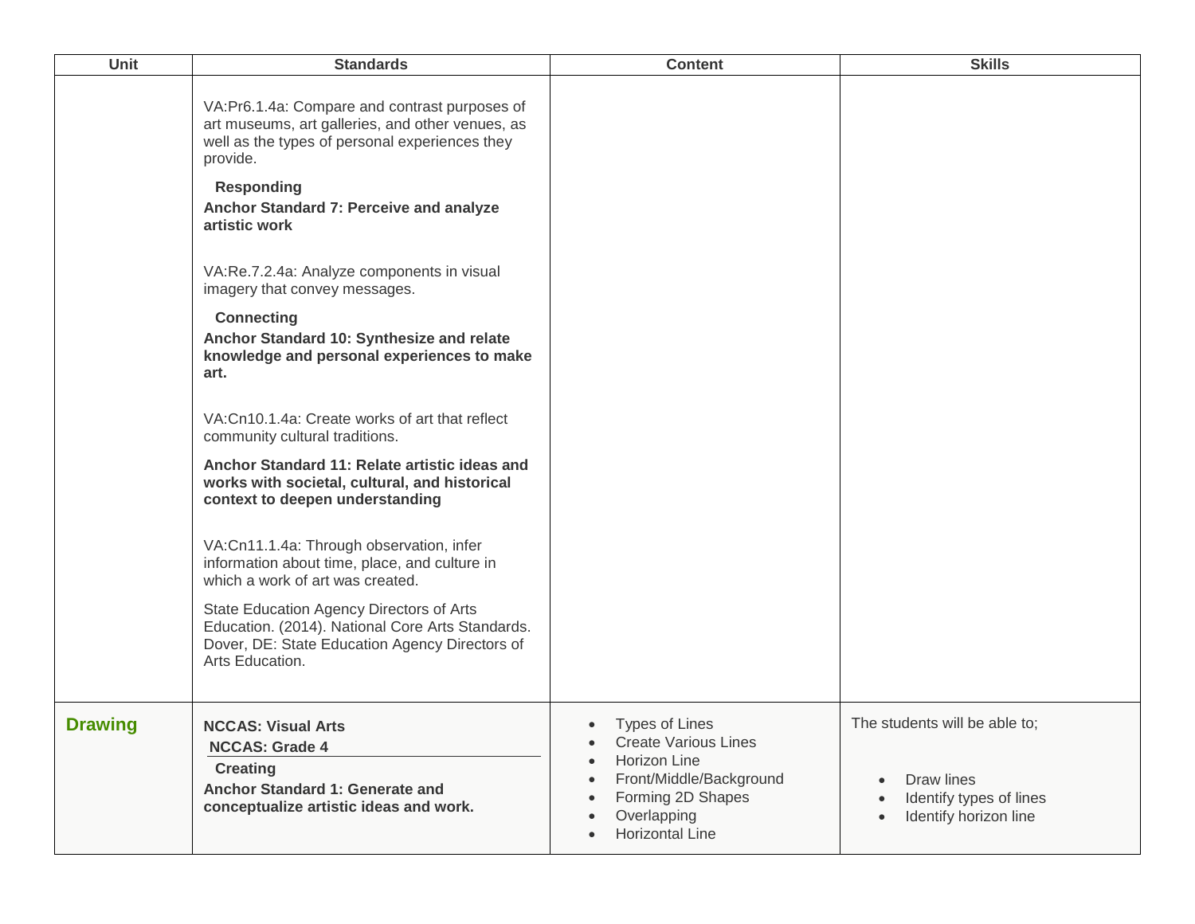| Unit | Standards | Content | Skills |
| --- | --- | --- | --- |
| | VA:Pr6.1.4a: Compare and contrast purposes of art museums, art galleries, and other venues, as well as the types of personal experiences they provide.<br><br>**Responding**<br>**Anchor Standard 7: Perceive and analyze artistic work**<br><br>VA:Re.7.2.4a: Analyze components in visual imagery that convey messages.<br><br>**Connecting**<br>**Anchor Standard 10: Synthesize and relate knowledge and personal experiences to make art.**<br><br>VA:Cn10.1.4a: Create works of art that reflect community cultural traditions.<br><br>**Anchor Standard 11: Relate artistic ideas and works with societal, cultural, and historical context to deepen understanding**<br><br>VA:Cn11.1.4a: Through observation, infer information about time, place, and culture in which a work of art was created.<br><br>State Education Agency Directors of Arts Education. (2014). National Core Arts Standards. Dover, DE: State Education Agency Directors of Arts Education. | | |
| **Drawing** | **NCCAS: Visual Arts**<br>**NCCAS: Grade 4**<br>**Creating**<br>**Anchor Standard 1: Generate and conceptualize artistic ideas and work.** | • Types of Lines<br>• Create Various Lines<br>• Horizon Line<br>• Front/Middle/Background<br>• Forming 2D Shapes<br>• Overlapping<br>• Horizontal Line | The students will be able to;<br><br>• Draw lines<br>• Identify types of lines<br>• Identify horizon line |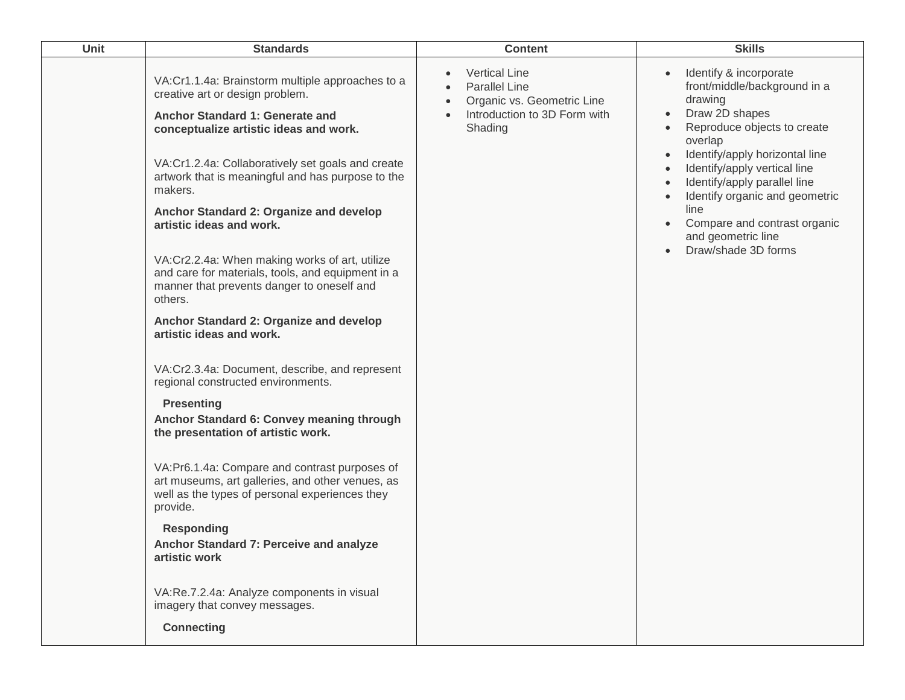| Unit | Standards | Content | Skills |
|---|---|---|---|
| | VA:Cr1.1.4a: Brainstorm multiple approaches to a creative art or design problem.<br><br>**Anchor Standard 1: Generate and conceptualize artistic ideas and work.**<br><br>VA:Cr1.2.4a: Collaboratively set goals and create artwork that is meaningful and has purpose to the makers.<br><br>**Anchor Standard 2: Organize and develop artistic ideas and work.**<br><br>VA:Cr2.2.4a: When making works of art, utilize and care for materials, tools, and equipment in a manner that prevents danger to oneself and others.<br><br>**Anchor Standard 2: Organize and develop artistic ideas and work.**<br><br>VA:Cr2.3.4a: Document, describe, and represent regional constructed environments.<br><br>**Presenting**<br>**Anchor Standard 6: Convey meaning through the presentation of artistic work.**<br><br>VA:Pr6.1.4a: Compare and contrast purposes of art museums, art galleries, and other venues, as well as the types of personal experiences they provide.<br><br>**Responding**<br>**Anchor Standard 7: Perceive and analyze artistic work**<br><br>VA:Re.7.2.4a: Analyze components in visual imagery that convey messages.<br><br>**Connecting** | • Vertical Line<br>• Parallel Line<br>• Organic vs. Geometric Line<br>• Introduction to 3D Form with Shading | • Identify & incorporate front/middle/background in a drawing<br>• Draw 2D shapes<br>• Reproduce objects to create overlap<br>• Identify/apply horizontal line<br>• Identify/apply vertical line<br>• Identify/apply parallel line<br>• Identify organic and geometric line<br>• Compare and contrast organic and geometric line<br>• Draw/shade 3D forms |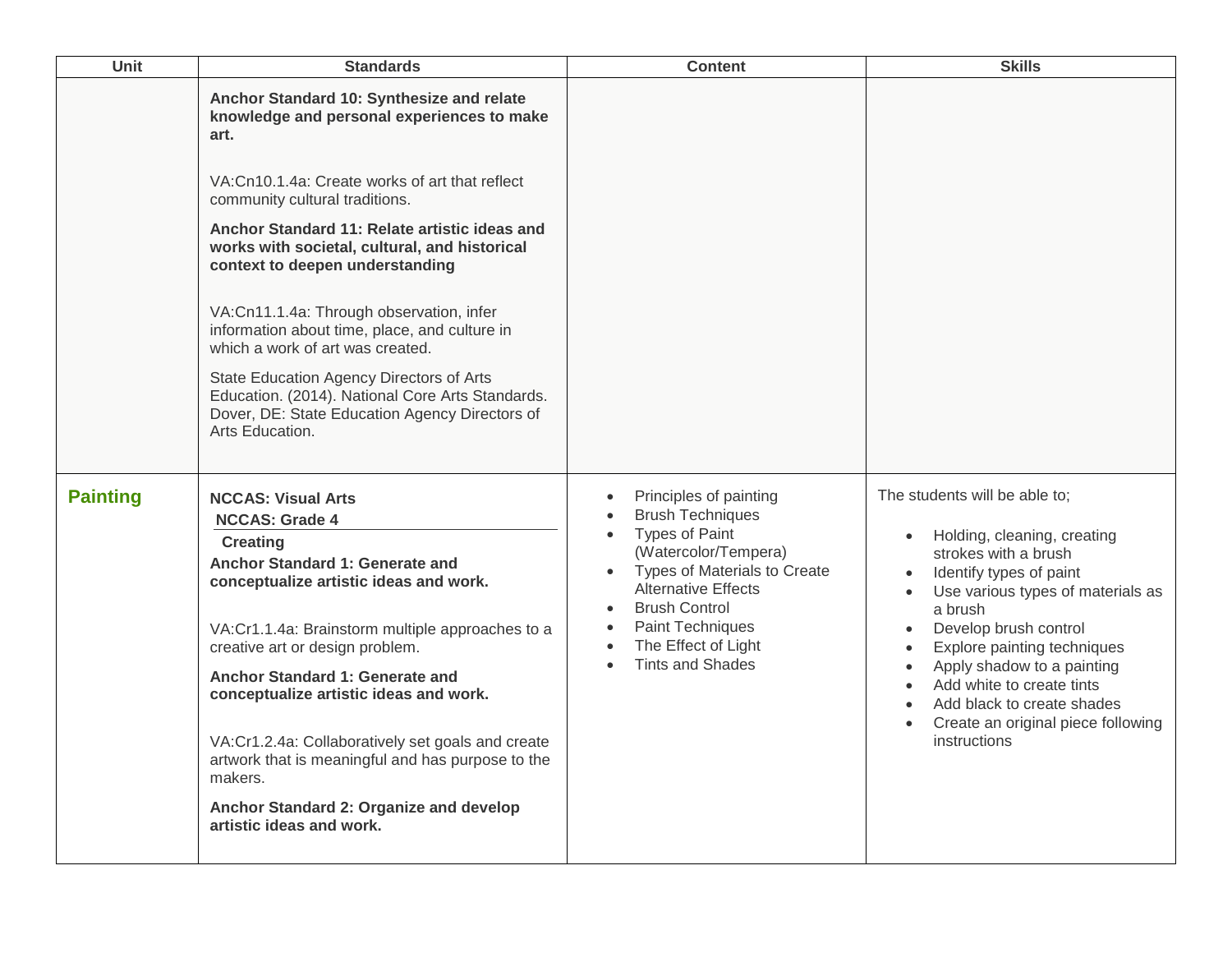| Unit | Standards | Content | Skills |
|---|---|---|---|
| | **Anchor Standard 10: Synthesize and relate knowledge and personal experiences to make art.**<br><br>VA:Cn10.1.4a: Create works of art that reflect community cultural traditions.<br><br>**Anchor Standard 11: Relate artistic ideas and works with societal, cultural, and historical context to deepen understanding**<br><br>VA:Cn11.1.4a: Through observation, infer information about time, place, and culture in which a work of art was created.<br><br>State Education Agency Directors of Arts Education. (2014). National Core Arts Standards. Dover, DE: State Education Agency Directors of Arts Education. | | |
| **Painting** | **NCCAS: Visual Arts**<br>**NCCAS: Grade 4**<br>**Creating**<br>**Anchor Standard 1: Generate and conceptualize artistic ideas and work.**<br><br>VA:Cr1.1.4a: Brainstorm multiple approaches to a creative art or design problem.<br><br>**Anchor Standard 1: Generate and conceptualize artistic ideas and work.**<br><br>VA:Cr1.2.4a: Collaboratively set goals and create artwork that is meaningful and has purpose to the makers.<br><br>**Anchor Standard 2: Organize and develop artistic ideas and work.** | • Principles of painting<br>• Brush Techniques<br>• Types of Paint (Watercolor/Tempera)<br>• Types of Materials to Create Alternative Effects<br>• Brush Control<br>• Paint Techniques<br>• The Effect of Light<br>• Tints and Shades | The students will be able to;<br><br>• Holding, cleaning, creating strokes with a brush<br>• Identify types of paint<br>• Use various types of materials as a brush<br>• Develop brush control<br>• Explore painting techniques<br>• Apply shadow to a painting<br>• Add white to create tints<br>• Add black to create shades<br>• Create an original piece following instructions |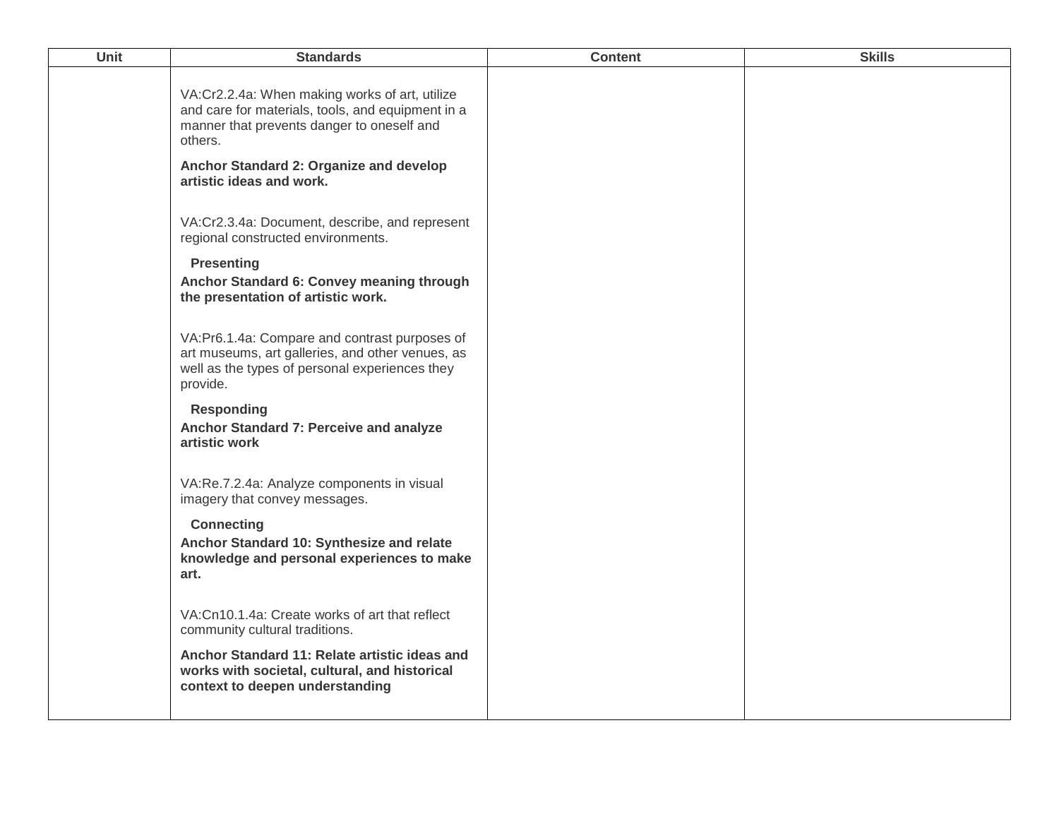| Unit | Standards | Content | Skills |
| --- | --- | --- | --- |
| | VA:Cr2.2.4a: When making works of art, utilize and care for materials, tools, and equipment in a manner that prevents danger to oneself and others.<br><br>**Anchor Standard 2: Organize and develop artistic ideas and work.**<br><br>VA:Cr2.3.4a: Document, describe, and represent regional constructed environments.<br><br>**Presenting**<br>**Anchor Standard 6: Convey meaning through the presentation of artistic work.**<br><br>VA:Pr6.1.4a: Compare and contrast purposes of art museums, art galleries, and other venues, as well as the types of personal experiences they provide.<br><br>**Responding**<br>**Anchor Standard 7: Perceive and analyze artistic work**<br><br>VA:Re.7.2.4a: Analyze components in visual imagery that convey messages.<br><br>**Connecting**<br>**Anchor Standard 10: Synthesize and relate knowledge and personal experiences to make art.**<br><br>VA:Cn10.1.4a: Create works of art that reflect community cultural traditions.<br><br>**Anchor Standard 11: Relate artistic ideas and works with societal, cultural, and historical context to deepen understanding** | | |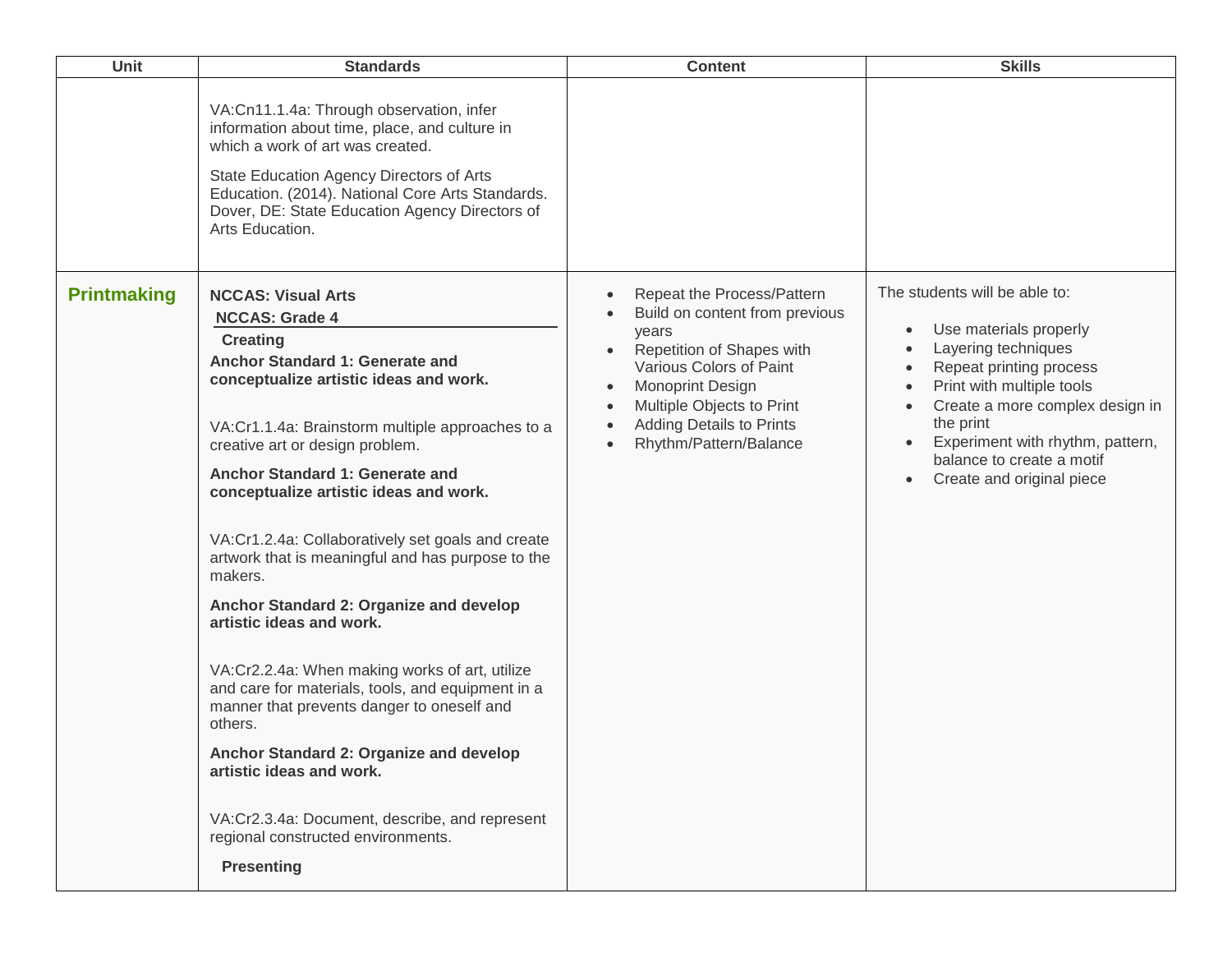| Unit | Standards | Content | Skills |
|---|---|---|---|
| | VA:Cn11.1.4a: Through observation, infer information about time, place, and culture in which a work of art was created.<br><br>State Education Agency Directors of Arts Education. (2014). National Core Arts Standards. Dover, DE: State Education Agency Directors of Arts Education. | | |
| **Printmaking** | **NCCAS: Visual Arts**<br>**NCCAS: Grade 4**<br>**Creating**<br>**Anchor Standard 1: Generate and conceptualize artistic ideas and work.**<br><br>VA:Cr1.1.4a: Brainstorm multiple approaches to a creative art or design problem.<br><br>**Anchor Standard 1: Generate and conceptualize artistic ideas and work.**<br><br>VA:Cr1.2.4a: Collaboratively set goals and create artwork that is meaningful and has purpose to the makers.<br><br>**Anchor Standard 2: Organize and develop artistic ideas and work.**<br><br>VA:Cr2.2.4a: When making works of art, utilize and care for materials, tools, and equipment in a manner that prevents danger to oneself and others.<br><br>**Anchor Standard 2: Organize and develop artistic ideas and work.**<br><br>VA:Cr2.3.4a: Document, describe, and represent regional constructed environments.<br><br>**Presenting** | • Repeat the Process/Pattern<br>• Build on content from previous years<br>• Repetition of Shapes with Various Colors of Paint<br>• Monoprint Design<br>• Multiple Objects to Print<br>• Adding Details to Prints<br>• Rhythm/Pattern/Balance | The students will be able to:<br><br>• Use materials properly<br>• Layering techniques<br>• Repeat printing process<br>• Print with multiple tools<br>• Create a more complex design in the print<br>• Experiment with rhythm, pattern, balance to create a motif<br>• Create and original piece |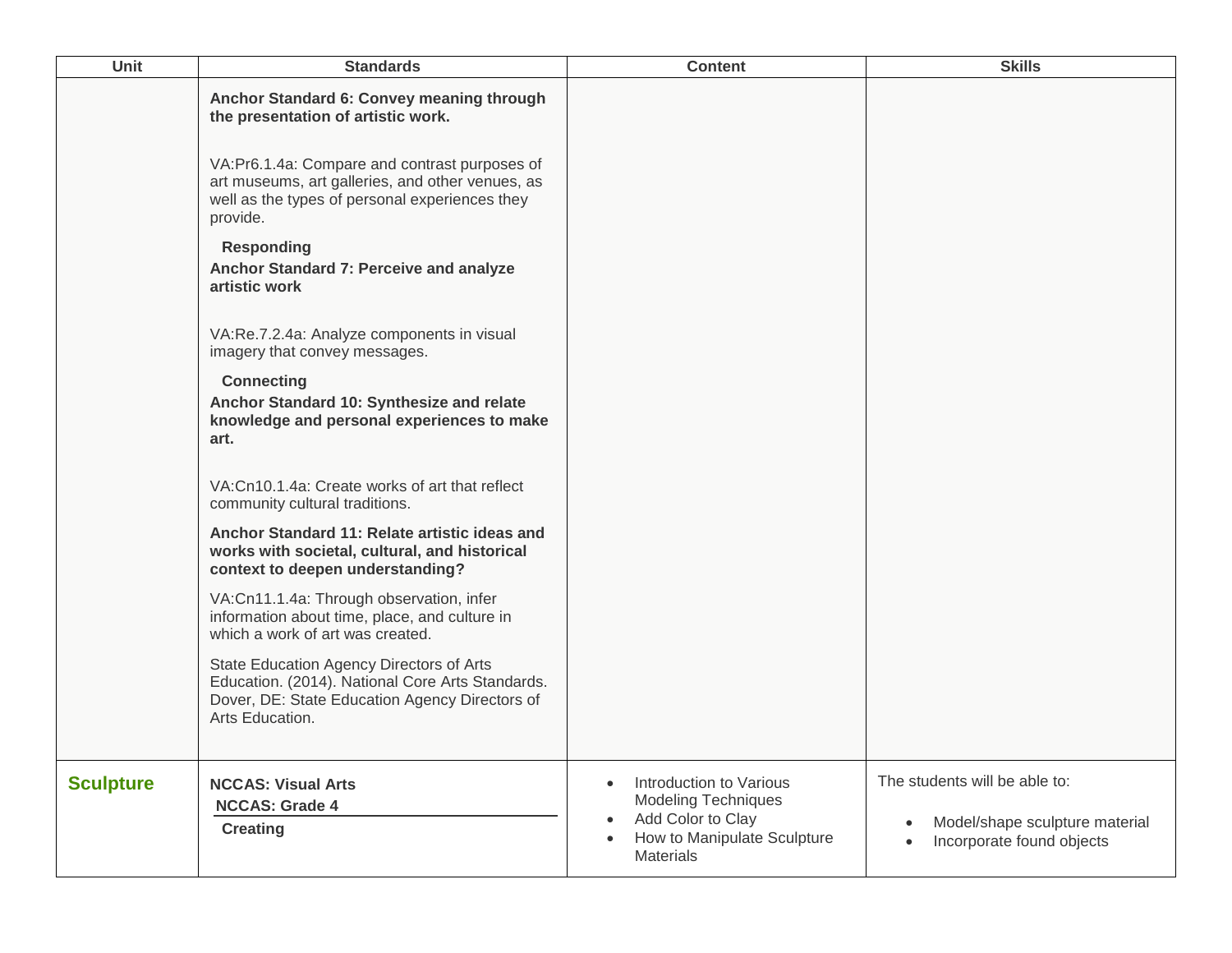| Unit | Standards | Content | Skills |
|---|---|---|---|
| | **Anchor Standard 6: Convey meaning through the presentation of artistic work.**<br><br>VA:Pr6.1.4a: Compare and contrast purposes of art museums, art galleries, and other venues, as well as the types of personal experiences they provide.<br><br>**Responding**<br>**Anchor Standard 7: Perceive and analyze artistic work**<br><br>VA:Re.7.2.4a: Analyze components in visual imagery that convey messages.<br><br>**Connecting**<br>**Anchor Standard 10: Synthesize and relate knowledge and personal experiences to make art.**<br><br>VA:Cn10.1.4a: Create works of art that reflect community cultural traditions.<br><br>**Anchor Standard 11: Relate artistic ideas and works with societal, cultural, and historical context to deepen understanding?**<br><br>VA:Cn11.1.4a: Through observation, infer information about time, place, and culture in which a work of art was created.<br><br>State Education Agency Directors of Arts Education. (2014). National Core Arts Standards. Dover, DE: State Education Agency Directors of Arts Education. | | |
| **Sculpture** | **NCCAS: Visual Arts**<br>**NCCAS: Grade 4**<br>**Creating** | • Introduction to Various Modeling Techniques<br>• Add Color to Clay<br>• How to Manipulate Sculpture Materials | The students will be able to:<br><br>• Model/shape sculpture material<br>• Incorporate found objects |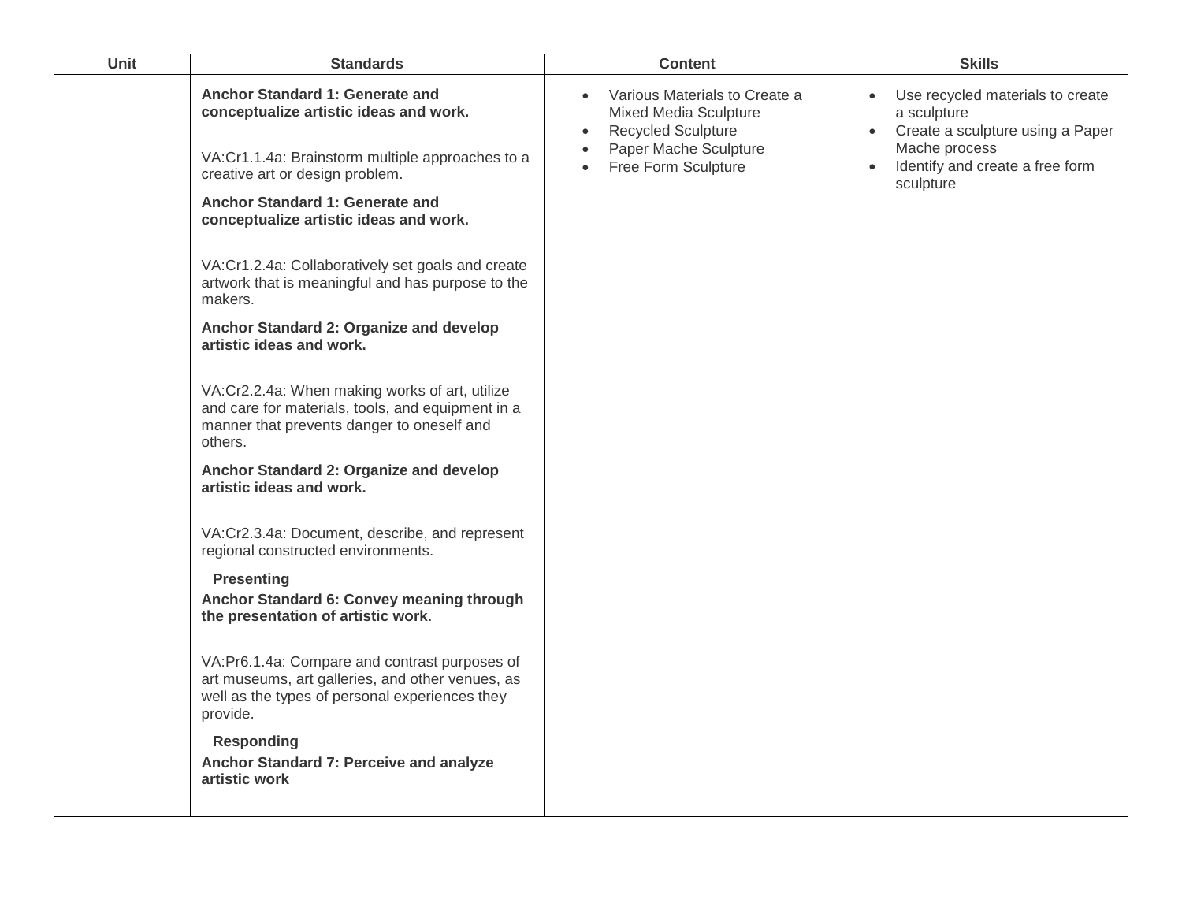| Unit | Standards | Content | Skills |
|---|---|---|---|
| | **Anchor Standard 1: Generate and conceptualize artistic ideas and work.**<br><br>VA:Cr1.1.4a: Brainstorm multiple approaches to a creative art or design problem.<br><br>**Anchor Standard 1: Generate and conceptualize artistic ideas and work.**<br><br>VA:Cr1.2.4a: Collaboratively set goals and create artwork that is meaningful and has purpose to the makers.<br><br>**Anchor Standard 2: Organize and develop artistic ideas and work.**<br><br>VA:Cr2.2.4a: When making works of art, utilize and care for materials, tools, and equipment in a manner that prevents danger to oneself and others.<br><br>**Anchor Standard 2: Organize and develop artistic ideas and work.**<br><br>VA:Cr2.3.4a: Document, describe, and represent regional constructed environments.<br><br>**Presenting**<br>**Anchor Standard 6: Convey meaning through the presentation of artistic work.**<br><br>VA:Pr6.1.4a: Compare and contrast purposes of art museums, art galleries, and other venues, as well as the types of personal experiences they provide.<br><br>**Responding**<br>**Anchor Standard 7: Perceive and analyze artistic work** | • Various Materials to Create a Mixed Media Sculpture<br>• Recycled Sculpture<br>• Paper Mache Sculpture<br>• Free Form Sculpture | • Use recycled materials to create a sculpture<br>• Create a sculpture using a Paper Mache process<br>• Identify and create a free form sculpture |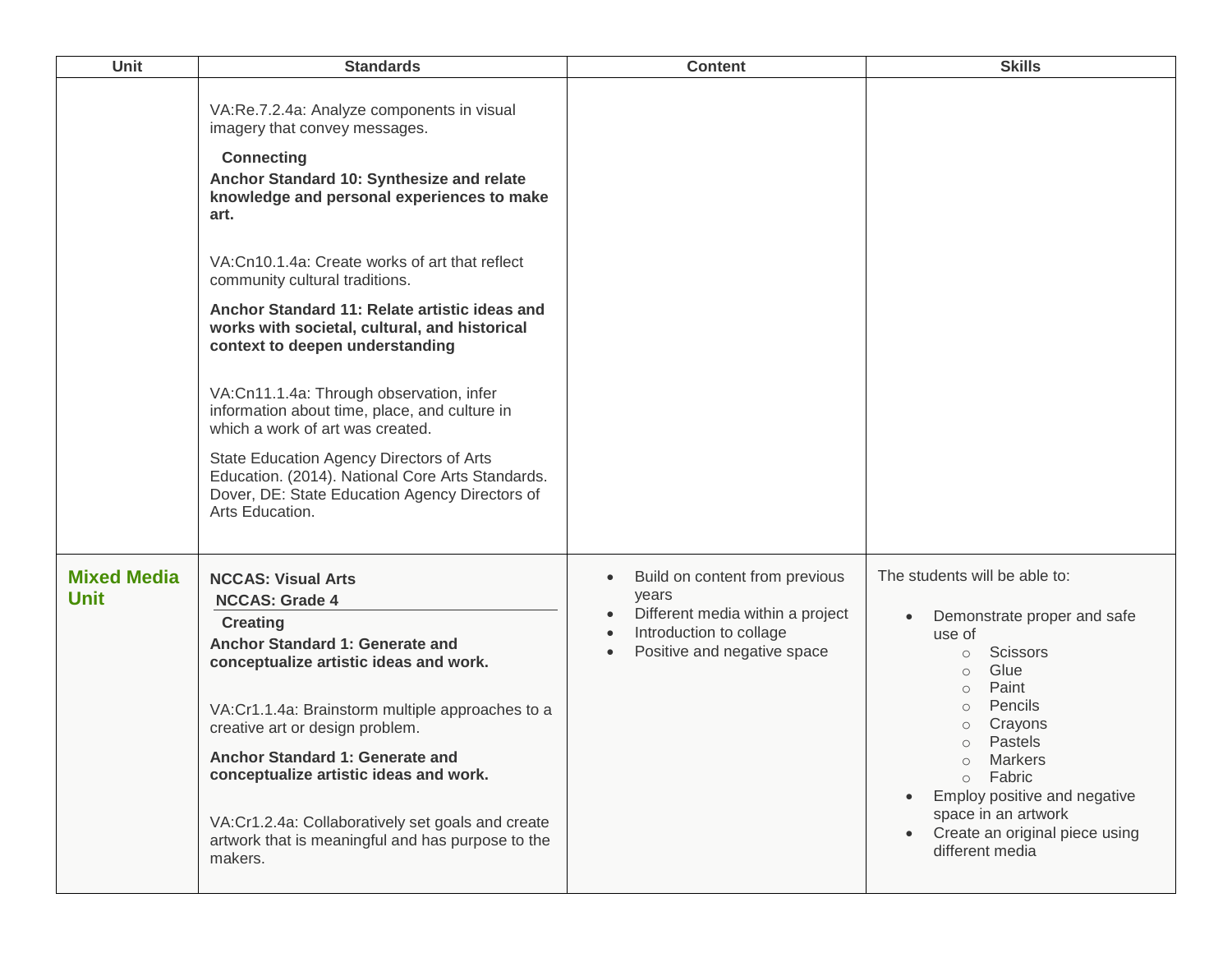| Unit | Standards | Content | Skills |
| --- | --- | --- | --- |
| | VA:Re.7.2.4a: Analyze components in visual imagery that convey messages.<br><br>**Connecting**<br>**Anchor Standard 10: Synthesize and relate knowledge and personal experiences to make art.**<br><br>VA:Cn10.1.4a: Create works of art that reflect community cultural traditions.<br><br>**Anchor Standard 11: Relate artistic ideas and works with societal, cultural, and historical context to deepen understanding**<br><br>VA:Cn11.1.4a: Through observation, infer information about time, place, and culture in which a work of art was created.<br><br>State Education Agency Directors of Arts Education. (2014). National Core Arts Standards. Dover, DE: State Education Agency Directors of Arts Education. | | |
| **Mixed Media Unit** | **NCCAS: Visual Arts**<br>**NCCAS: Grade 4**<br>**Creating**<br>**Anchor Standard 1: Generate and conceptualize artistic ideas and work.**<br><br>VA:Cr1.1.4a: Brainstorm multiple approaches to a creative art or design problem.<br><br>**Anchor Standard 1: Generate and conceptualize artistic ideas and work.**<br><br>VA:Cr1.2.4a: Collaboratively set goals and create artwork that is meaningful and has purpose to the makers. | • Build on content from previous years<br>• Different media within a project<br>• Introduction to collage<br>• Positive and negative space | The students will be able to:<br><br>• Demonstrate proper and safe use of<br>&nbsp;&nbsp;&nbsp;&nbsp;○ Scissors<br>&nbsp;&nbsp;&nbsp;&nbsp;○ Glue<br>&nbsp;&nbsp;&nbsp;&nbsp;○ Paint<br>&nbsp;&nbsp;&nbsp;&nbsp;○ Pencils<br>&nbsp;&nbsp;&nbsp;&nbsp;○ Crayons<br>&nbsp;&nbsp;&nbsp;&nbsp;○ Pastels<br>&nbsp;&nbsp;&nbsp;&nbsp;○ Markers<br>&nbsp;&nbsp;&nbsp;&nbsp;○ Fabric<br>• Employ positive and negative space in an artwork<br>• Create an original piece using different media |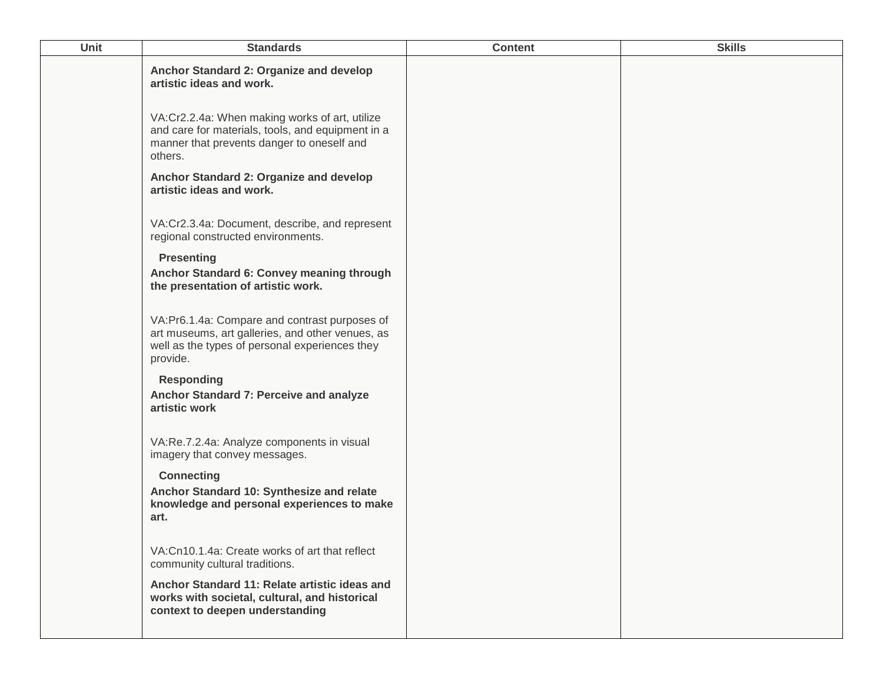| Unit | Standards | Content | Skills |
| --- | --- | --- | --- |
| | **Anchor Standard 2: Organize and develop artistic ideas and work.**<br><br>VA:Cr2.2.4a: When making works of art, utilize and care for materials, tools, and equipment in a manner that prevents danger to oneself and others.<br><br>**Anchor Standard 2: Organize and develop artistic ideas and work.**<br><br>VA:Cr2.3.4a: Document, describe, and represent regional constructed environments.<br><br>**Presenting**<br>**Anchor Standard 6: Convey meaning through the presentation of artistic work.**<br><br>VA:Pr6.1.4a: Compare and contrast purposes of art museums, art galleries, and other venues, as well as the types of personal experiences they provide.<br><br>**Responding**<br>**Anchor Standard 7: Perceive and analyze artistic work**<br><br>VA:Re.7.2.4a: Analyze components in visual imagery that convey messages.<br><br>**Connecting**<br>**Anchor Standard 10: Synthesize and relate knowledge and personal experiences to make art.**<br><br>VA:Cn10.1.4a: Create works of art that reflect community cultural traditions.<br><br>**Anchor Standard 11: Relate artistic ideas and works with societal, cultural, and historical context to deepen understanding** | | |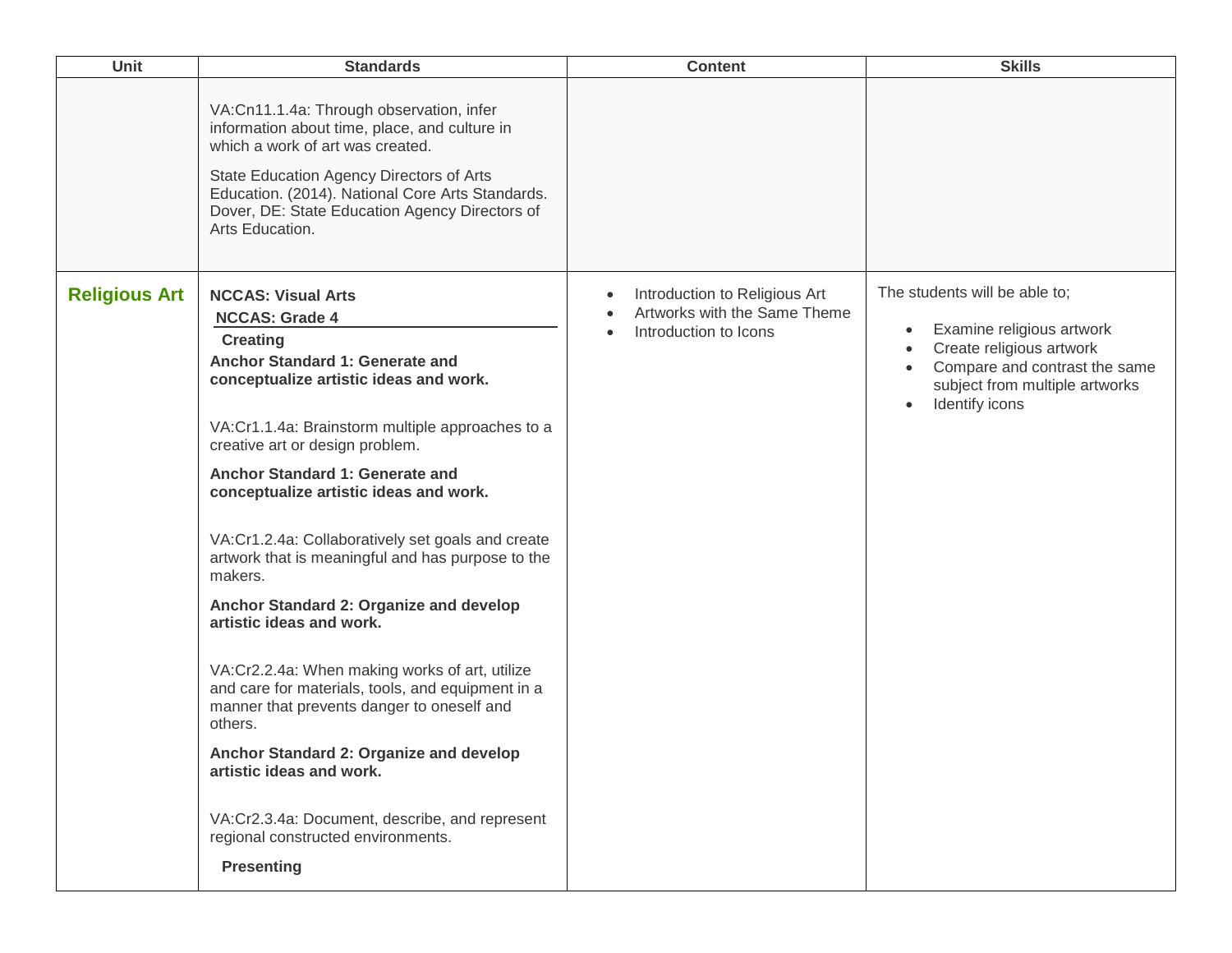| Unit | Standards | Content | Skills |
|---|---|---|---|
| | VA:Cn11.1.4a: Through observation, infer information about time, place, and culture in which a work of art was created.<br><br>State Education Agency Directors of Arts Education. (2014). National Core Arts Standards. Dover, DE: State Education Agency Directors of Arts Education. | | |
| **Religious Art** | **NCCAS: Visual Arts**<br>**NCCAS: Grade 4**<br>**Creating**<br>**Anchor Standard 1: Generate and conceptualize artistic ideas and work.**<br><br>VA:Cr1.1.4a: Brainstorm multiple approaches to a creative art or design problem.<br><br>**Anchor Standard 1: Generate and conceptualize artistic ideas and work.**<br><br>VA:Cr1.2.4a: Collaboratively set goals and create artwork that is meaningful and has purpose to the makers.<br><br>**Anchor Standard 2: Organize and develop artistic ideas and work.**<br><br>VA:Cr2.2.4a: When making works of art, utilize and care for materials, tools, and equipment in a manner that prevents danger to oneself and others.<br><br>**Anchor Standard 2: Organize and develop artistic ideas and work.**<br><br>VA:Cr2.3.4a: Document, describe, and represent regional constructed environments.<br><br>**Presenting** | • Introduction to Religious Art<br>• Artworks with the Same Theme<br>• Introduction to Icons | The students will be able to;<br><br>• Examine religious artwork<br>• Create religious artwork<br>• Compare and contrast the same subject from multiple artworks<br>• Identify icons |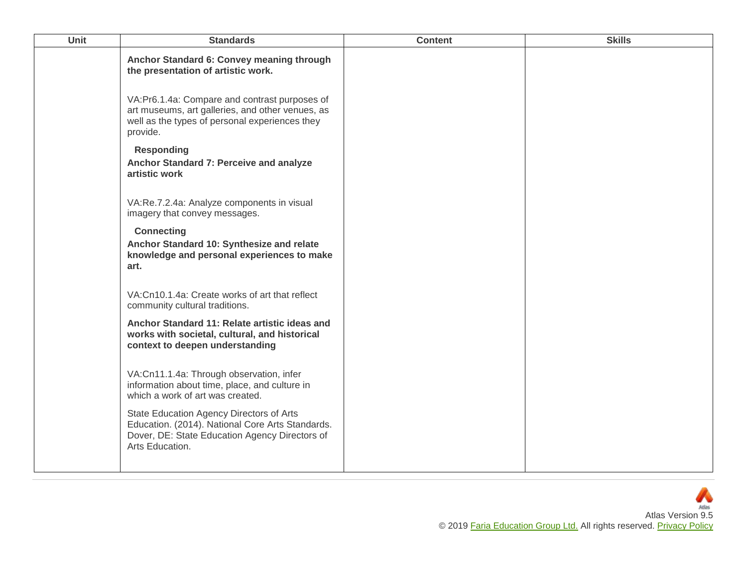| Unit | Standards | Content | Skills |
|---|---|---|---|
| | **Anchor Standard 6: Convey meaning through the presentation of artistic work.**<br><br>VA:Pr6.1.4a: Compare and contrast purposes of art museums, art galleries, and other venues, as well as the types of personal experiences they provide.<br><br>**Responding**<br>**Anchor Standard 7: Perceive and analyze artistic work**<br><br>VA:Re.7.2.4a: Analyze components in visual imagery that convey messages.<br><br>**Connecting**<br>**Anchor Standard 10: Synthesize and relate knowledge and personal experiences to make art.**<br><br>VA:Cn10.1.4a: Create works of art that reflect community cultural traditions.<br><br>**Anchor Standard 11: Relate artistic ideas and works with societal, cultural, and historical context to deepen understanding**<br><br>VA:Cn11.1.4a: Through observation, infer information about time, place, and culture in which a work of art was created.<br><br>State Education Agency Directors of Arts Education. (2014). National Core Arts Standards. Dover, DE: State Education Agency Directors of Arts Education. | | |